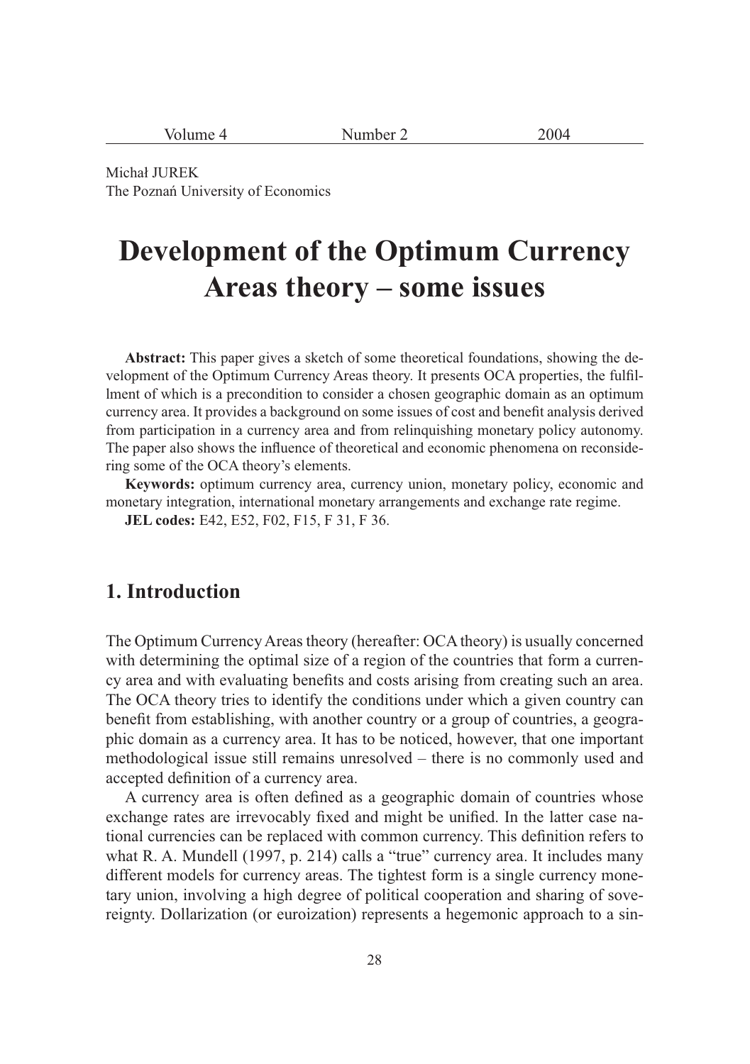Michał JUREK
The Poznań University of Economics

# Development of the Optimum Currency Areas theory – some issues

**Abstract:** This paper gives a sketch of some theoretical foundations, showing the development of the Optimum Currency Areas theory. It presents OCA properties, the fulfillment of which is a precondition to consider a chosen geographic domain as an optimum currency area. It provides a background on some issues of cost and benefit analysis derived from participation in a currency area and from relinquishing monetary policy autonomy. The paper also shows the influence of theoretical and economic phenomena on reconsidering some of the OCA theory's elements.

**Keywords:** optimum currency area, currency union, monetary policy, economic and monetary integration, international monetary arrangements and exchange rate regime.

**JEL codes:** E42, E52, F02, F15, F 31, F 36.

## 1. Introduction

The Optimum Currency Areas theory (hereafter: OCA theory) is usually concerned with determining the optimal size of a region of the countries that form a currency area and with evaluating benefits and costs arising from creating such an area. The OCA theory tries to identify the conditions under which a given country can benefit from establishing, with another country or a group of countries, a geographic domain as a currency area. It has to be noticed, however, that one important methodological issue still remains unresolved – there is no commonly used and accepted definition of a currency area.

A currency area is often defined as a geographic domain of countries whose exchange rates are irrevocably fixed and might be unified. In the latter case national currencies can be replaced with common currency. This definition refers to what R. A. Mundell (1997, p. 214) calls a "true" currency area. It includes many different models for currency areas. The tightest form is a single currency monetary union, involving a high degree of political cooperation and sharing of sovereignty. Dollarization (or euroization) represents a hegemonic approach to a sin-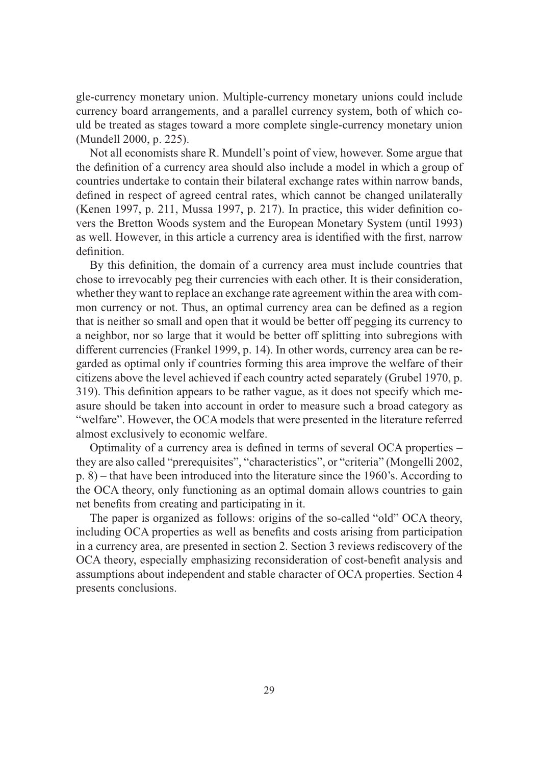gle-currency monetary union. Multiple-currency monetary unions could include currency board arrangements, and a parallel currency system, both of which could be treated as stages toward a more complete single-currency monetary union (Mundell 2000, p. 225).

Not all economists share R. Mundell's point of view, however. Some argue that the definition of a currency area should also include a model in which a group of countries undertake to contain their bilateral exchange rates within narrow bands, defined in respect of agreed central rates, which cannot be changed unilaterally (Kenen 1997, p. 211, Mussa 1997, p. 217). In practice, this wider definition covers the Bretton Woods system and the European Monetary System (until 1993) as well. However, in this article a currency area is identified with the first, narrow definition.

By this definition, the domain of a currency area must include countries that chose to irrevocably peg their currencies with each other. It is their consideration, whether they want to replace an exchange rate agreement within the area with common currency or not. Thus, an optimal currency area can be defined as a region that is neither so small and open that it would be better off pegging its currency to a neighbor, nor so large that it would be better off splitting into subregions with different currencies (Frankel 1999, p. 14). In other words, currency area can be regarded as optimal only if countries forming this area improve the welfare of their citizens above the level achieved if each country acted separately (Grubel 1970, p. 319). This definition appears to be rather vague, as it does not specify which measure should be taken into account in order to measure such a broad category as "welfare". However, the OCA models that were presented in the literature referred almost exclusively to economic welfare.

Optimality of a currency area is defined in terms of several OCA properties – they are also called "prerequisites", "characteristics", or "criteria" (Mongelli 2002, p. 8) – that have been introduced into the literature since the 1960's. According to the OCA theory, only functioning as an optimal domain allows countries to gain net benefits from creating and participating in it.

The paper is organized as follows: origins of the so-called "old" OCA theory, including OCA properties as well as benefits and costs arising from participation in a currency area, are presented in section 2. Section 3 reviews rediscovery of the OCA theory, especially emphasizing reconsideration of cost-benefit analysis and assumptions about independent and stable character of OCA properties. Section 4 presents conclusions.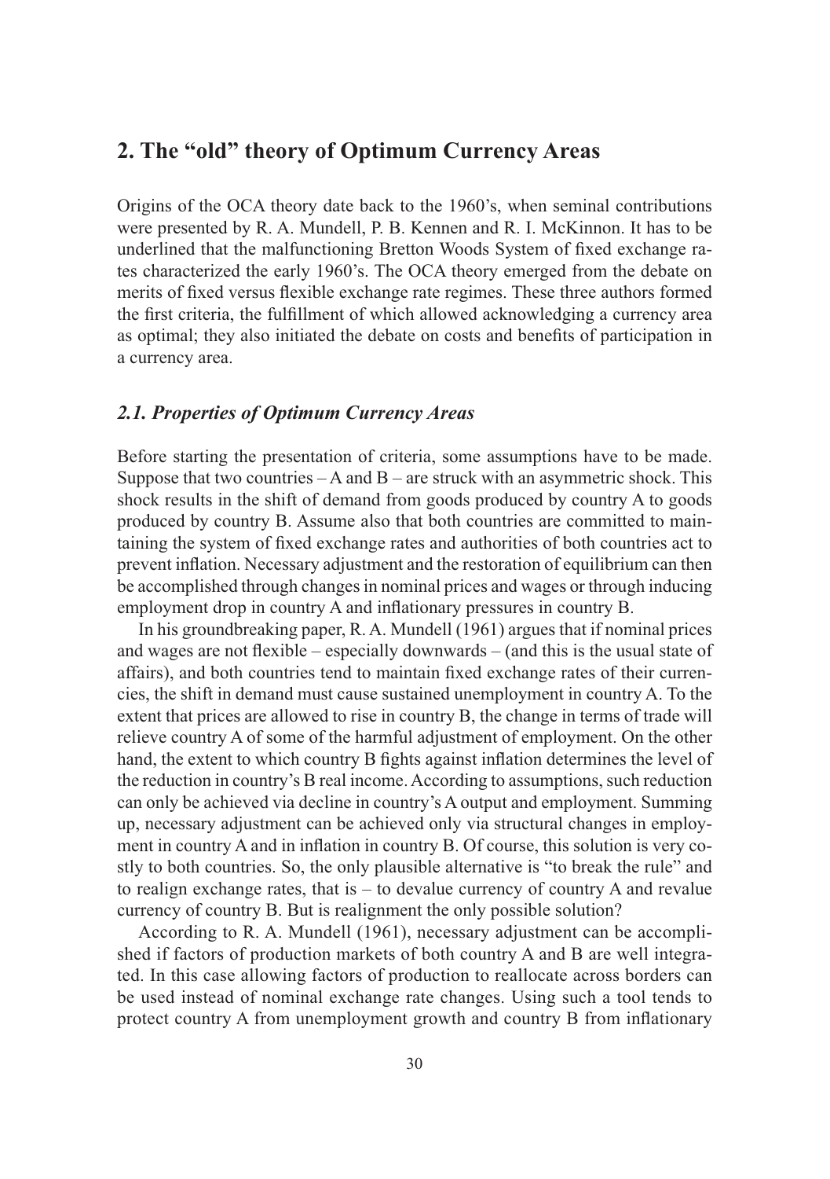## 2. The "old" theory of Optimum Currency Areas

Origins of the OCA theory date back to the 1960's, when seminal contributions were presented by R. A. Mundell, P. B. Kennen and R. I. McKinnon. It has to be underlined that the malfunctioning Bretton Woods System of fixed exchange rates characterized the early 1960's. The OCA theory emerged from the debate on merits of fixed versus flexible exchange rate regimes. These three authors formed the first criteria, the fulfillment of which allowed acknowledging a currency area as optimal; they also initiated the debate on costs and benefits of participation in a currency area.

### *2.1. Properties of Optimum Currency Areas*

Before starting the presentation of criteria, some assumptions have to be made. Suppose that two countries – A and B – are struck with an asymmetric shock. This shock results in the shift of demand from goods produced by country A to goods produced by country B. Assume also that both countries are committed to maintaining the system of fixed exchange rates and authorities of both countries act to prevent inflation. Necessary adjustment and the restoration of equilibrium can then be accomplished through changes in nominal prices and wages or through inducing employment drop in country A and inflationary pressures in country B.

In his groundbreaking paper, R. A. Mundell (1961) argues that if nominal prices and wages are not flexible – especially downwards – (and this is the usual state of affairs), and both countries tend to maintain fixed exchange rates of their currencies, the shift in demand must cause sustained unemployment in country A. To the extent that prices are allowed to rise in country B, the change in terms of trade will relieve country A of some of the harmful adjustment of employment. On the other hand, the extent to which country B fights against inflation determines the level of the reduction in country's B real income. According to assumptions, such reduction can only be achieved via decline in country's A output and employment. Summing up, necessary adjustment can be achieved only via structural changes in employment in country A and in inflation in country B. Of course, this solution is very costly to both countries. So, the only plausible alternative is "to break the rule" and to realign exchange rates, that is – to devalue currency of country A and revalue currency of country B. But is realignment the only possible solution?

According to R. A. Mundell (1961), necessary adjustment can be accomplished if factors of production markets of both country A and B are well integrated. In this case allowing factors of production to reallocate across borders can be used instead of nominal exchange rate changes. Using such a tool tends to protect country A from unemployment growth and country B from inflationary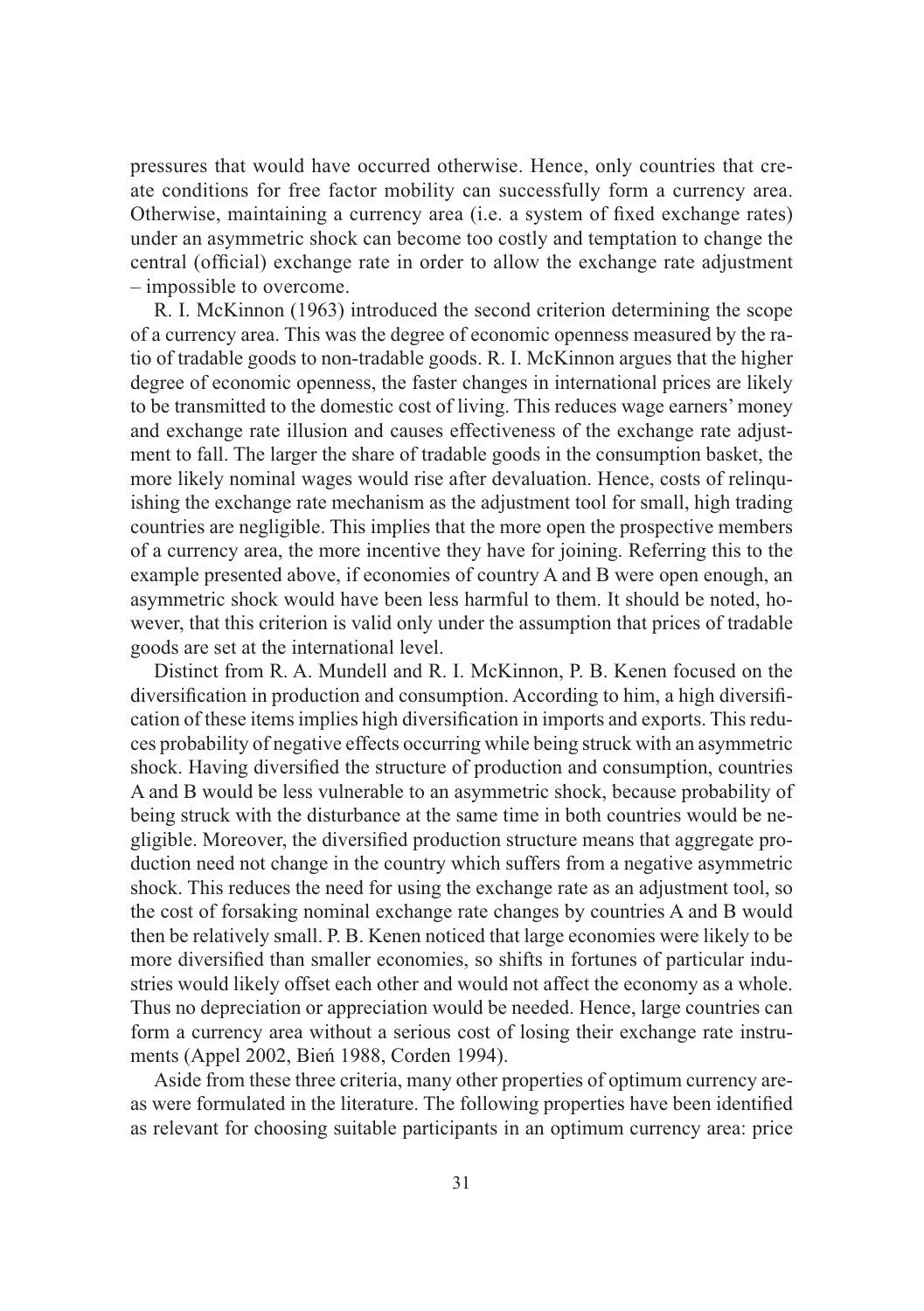pressures that would have occurred otherwise. Hence, only countries that create conditions for free factor mobility can successfully form a currency area. Otherwise, maintaining a currency area (i.e. a system of fixed exchange rates) under an asymmetric shock can become too costly and temptation to change the central (official) exchange rate in order to allow the exchange rate adjustment – impossible to overcome.

R. I. McKinnon (1963) introduced the second criterion determining the scope of a currency area. This was the degree of economic openness measured by the ratio of tradable goods to non-tradable goods. R. I. McKinnon argues that the higher degree of economic openness, the faster changes in international prices are likely to be transmitted to the domestic cost of living. This reduces wage earners' money and exchange rate illusion and causes effectiveness of the exchange rate adjustment to fall. The larger the share of tradable goods in the consumption basket, the more likely nominal wages would rise after devaluation. Hence, costs of relinquishing the exchange rate mechanism as the adjustment tool for small, high trading countries are negligible. This implies that the more open the prospective members of a currency area, the more incentive they have for joining. Referring this to the example presented above, if economies of country A and B were open enough, an asymmetric shock would have been less harmful to them. It should be noted, however, that this criterion is valid only under the assumption that prices of tradable goods are set at the international level.

Distinct from R. A. Mundell and R. I. McKinnon, P. B. Kenen focused on the diversification in production and consumption. According to him, a high diversification of these items implies high diversification in imports and exports. This reduces probability of negative effects occurring while being struck with an asymmetric shock. Having diversified the structure of production and consumption, countries A and B would be less vulnerable to an asymmetric shock, because probability of being struck with the disturbance at the same time in both countries would be negligible. Moreover, the diversified production structure means that aggregate production need not change in the country which suffers from a negative asymmetric shock. This reduces the need for using the exchange rate as an adjustment tool, so the cost of forsaking nominal exchange rate changes by countries A and B would then be relatively small. P. B. Kenen noticed that large economies were likely to be more diversified than smaller economies, so shifts in fortunes of particular industries would likely offset each other and would not affect the economy as a whole. Thus no depreciation or appreciation would be needed. Hence, large countries can form a currency area without a serious cost of losing their exchange rate instruments (Appel 2002, Bień 1988, Corden 1994).

Aside from these three criteria, many other properties of optimum currency areas were formulated in the literature. The following properties have been identified as relevant for choosing suitable participants in an optimum currency area: price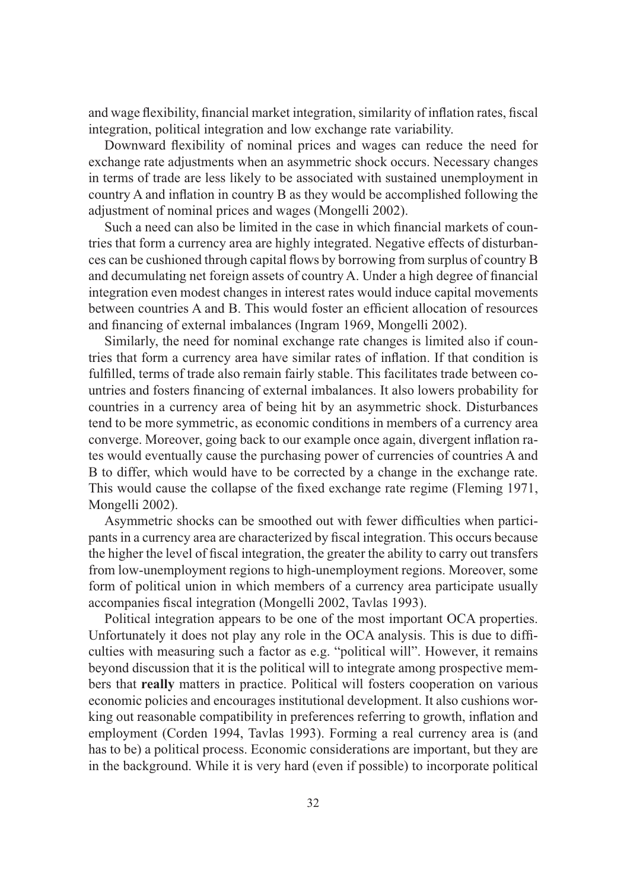and wage flexibility, financial market integration, similarity of inflation rates, fiscal integration, political integration and low exchange rate variability.

Downward flexibility of nominal prices and wages can reduce the need for exchange rate adjustments when an asymmetric shock occurs. Necessary changes in terms of trade are less likely to be associated with sustained unemployment in country A and inflation in country B as they would be accomplished following the adjustment of nominal prices and wages (Mongelli 2002).

Such a need can also be limited in the case in which financial markets of countries that form a currency area are highly integrated. Negative effects of disturbances can be cushioned through capital flows by borrowing from surplus of country B and decumulating net foreign assets of country A. Under a high degree of financial integration even modest changes in interest rates would induce capital movements between countries A and B. This would foster an efficient allocation of resources and financing of external imbalances (Ingram 1969, Mongelli 2002).

Similarly, the need for nominal exchange rate changes is limited also if countries that form a currency area have similar rates of inflation. If that condition is fulfilled, terms of trade also remain fairly stable. This facilitates trade between countries and fosters financing of external imbalances. It also lowers probability for countries in a currency area of being hit by an asymmetric shock. Disturbances tend to be more symmetric, as economic conditions in members of a currency area converge. Moreover, going back to our example once again, divergent inflation rates would eventually cause the purchasing power of currencies of countries A and B to differ, which would have to be corrected by a change in the exchange rate. This would cause the collapse of the fixed exchange rate regime (Fleming 1971, Mongelli 2002).

Asymmetric shocks can be smoothed out with fewer difficulties when participants in a currency area are characterized by fiscal integration. This occurs because the higher the level of fiscal integration, the greater the ability to carry out transfers from low-unemployment regions to high-unemployment regions. Moreover, some form of political union in which members of a currency area participate usually accompanies fiscal integration (Mongelli 2002, Tavlas 1993).

Political integration appears to be one of the most important OCA properties. Unfortunately it does not play any role in the OCA analysis. This is due to difficulties with measuring such a factor as e.g. "political will". However, it remains beyond discussion that it is the political will to integrate among prospective members that **really** matters in practice. Political will fosters cooperation on various economic policies and encourages institutional development. It also cushions working out reasonable compatibility in preferences referring to growth, inflation and employment (Corden 1994, Tavlas 1993). Forming a real currency area is (and has to be) a political process. Economic considerations are important, but they are in the background. While it is very hard (even if possible) to incorporate political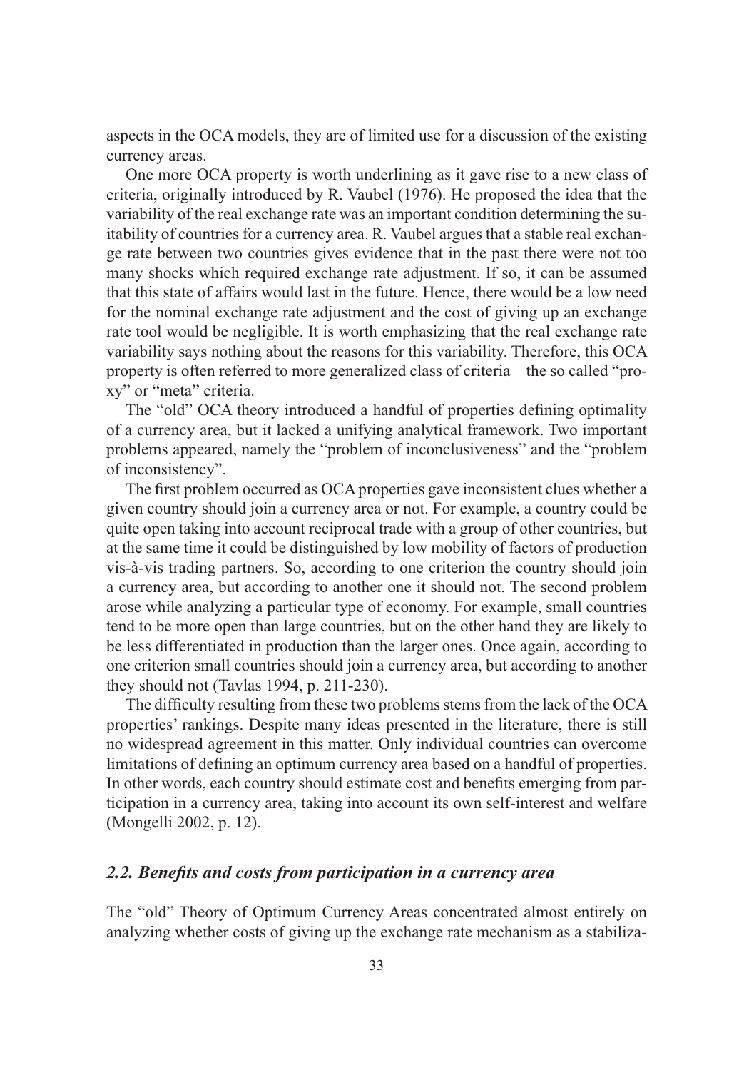aspects in the OCA models, they are of limited use for a discussion of the existing currency areas.

One more OCA property is worth underlining as it gave rise to a new class of criteria, originally introduced by R. Vaubel (1976). He proposed the idea that the variability of the real exchange rate was an important condition determining the suitability of countries for a currency area. R. Vaubel argues that a stable real exchange rate between two countries gives evidence that in the past there were not too many shocks which required exchange rate adjustment. If so, it can be assumed that this state of affairs would last in the future. Hence, there would be a low need for the nominal exchange rate adjustment and the cost of giving up an exchange rate tool would be negligible. It is worth emphasizing that the real exchange rate variability says nothing about the reasons for this variability. Therefore, this OCA property is often referred to more generalized class of criteria – the so called "proxy" or "meta" criteria.

The "old" OCA theory introduced a handful of properties defining optimality of a currency area, but it lacked a unifying analytical framework. Two important problems appeared, namely the "problem of inconclusiveness" and the "problem of inconsistency".

The first problem occurred as OCA properties gave inconsistent clues whether a given country should join a currency area or not. For example, a country could be quite open taking into account reciprocal trade with a group of other countries, but at the same time it could be distinguished by low mobility of factors of production vis-à-vis trading partners. So, according to one criterion the country should join a currency area, but according to another one it should not. The second problem arose while analyzing a particular type of economy. For example, small countries tend to be more open than large countries, but on the other hand they are likely to be less differentiated in production than the larger ones. Once again, according to one criterion small countries should join a currency area, but according to another they should not (Tavlas 1994, p. 211-230).

The difficulty resulting from these two problems stems from the lack of the OCA properties' rankings. Despite many ideas presented in the literature, there is still no widespread agreement in this matter. Only individual countries can overcome limitations of defining an optimum currency area based on a handful of properties. In other words, each country should estimate cost and benefits emerging from participation in a currency area, taking into account its own self-interest and welfare (Mongelli 2002, p. 12).

## *2.2. Benefits and costs from participation in a currency area*

The "old" Theory of Optimum Currency Areas concentrated almost entirely on analyzing whether costs of giving up the exchange rate mechanism as a stabiliza-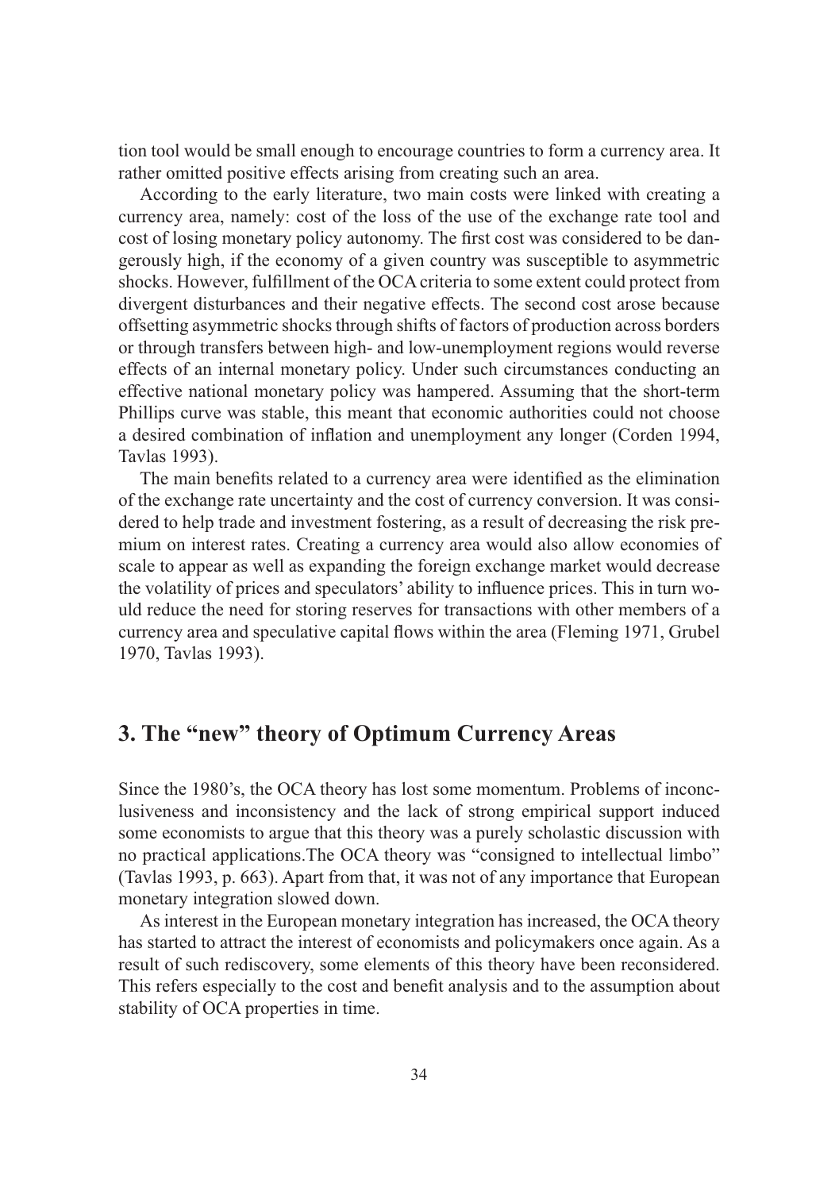tion tool would be small enough to encourage countries to form a currency area. It rather omitted positive effects arising from creating such an area.

According to the early literature, two main costs were linked with creating a currency area, namely: cost of the loss of the use of the exchange rate tool and cost of losing monetary policy autonomy. The first cost was considered to be dangerously high, if the economy of a given country was susceptible to asymmetric shocks. However, fulfillment of the OCA criteria to some extent could protect from divergent disturbances and their negative effects. The second cost arose because offsetting asymmetric shocks through shifts of factors of production across borders or through transfers between high- and low-unemployment regions would reverse effects of an internal monetary policy. Under such circumstances conducting an effective national monetary policy was hampered. Assuming that the short-term Phillips curve was stable, this meant that economic authorities could not choose a desired combination of inflation and unemployment any longer (Corden 1994, Tavlas 1993).

The main benefits related to a currency area were identified as the elimination of the exchange rate uncertainty and the cost of currency conversion. It was considered to help trade and investment fostering, as a result of decreasing the risk premium on interest rates. Creating a currency area would also allow economies of scale to appear as well as expanding the foreign exchange market would decrease the volatility of prices and speculators' ability to influence prices. This in turn would reduce the need for storing reserves for transactions with other members of a currency area and speculative capital flows within the area (Fleming 1971, Grubel 1970, Tavlas 1993).

## 3. The "new" theory of Optimum Currency Areas

Since the 1980's, the OCA theory has lost some momentum. Problems of inconclusiveness and inconsistency and the lack of strong empirical support induced some economists to argue that this theory was a purely scholastic discussion with no practical applications.The OCA theory was "consigned to intellectual limbo" (Tavlas 1993, p. 663). Apart from that, it was not of any importance that European monetary integration slowed down.

As interest in the European monetary integration has increased, the OCA theory has started to attract the interest of economists and policymakers once again. As a result of such rediscovery, some elements of this theory have been reconsidered. This refers especially to the cost and benefit analysis and to the assumption about stability of OCA properties in time.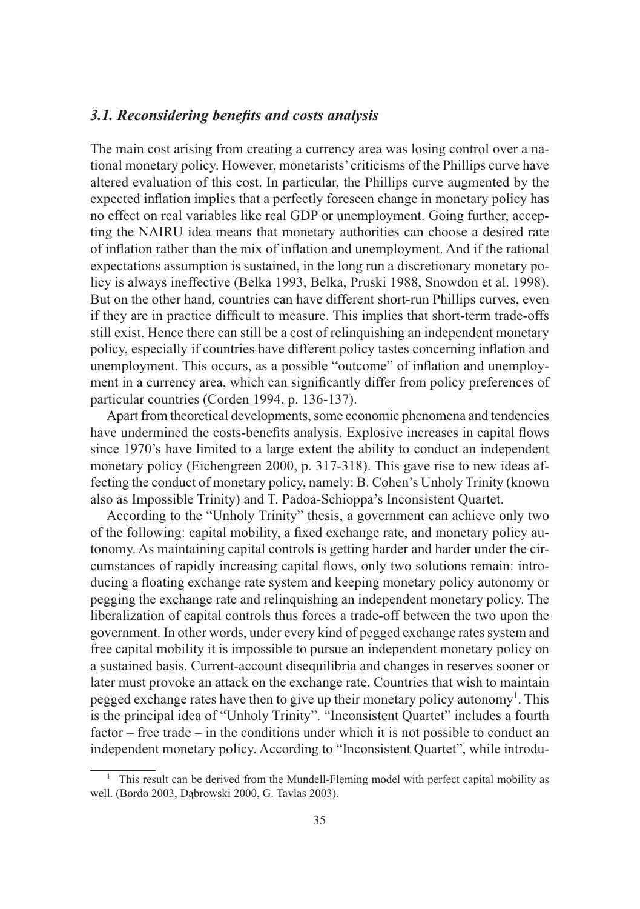### *3.1. Reconsidering benefits and costs analysis*

The main cost arising from creating a currency area was losing control over a national monetary policy. However, monetarists' criticisms of the Phillips curve have altered evaluation of this cost. In particular, the Phillips curve augmented by the expected inflation implies that a perfectly foreseen change in monetary policy has no effect on real variables like real GDP or unemployment. Going further, accepting the NAIRU idea means that monetary authorities can choose a desired rate of inflation rather than the mix of inflation and unemployment. And if the rational expectations assumption is sustained, in the long run a discretionary monetary policy is always ineffective (Belka 1993, Belka, Pruski 1988, Snowdon et al. 1998). But on the other hand, countries can have different short-run Phillips curves, even if they are in practice difficult to measure. This implies that short-term trade-offs still exist. Hence there can still be a cost of relinquishing an independent monetary policy, especially if countries have different policy tastes concerning inflation and unemployment. This occurs, as a possible "outcome" of inflation and unemployment in a currency area, which can significantly differ from policy preferences of particular countries (Corden 1994, p. 136-137).

Apart from theoretical developments, some economic phenomena and tendencies have undermined the costs-benefits analysis. Explosive increases in capital flows since 1970's have limited to a large extent the ability to conduct an independent monetary policy (Eichengreen 2000, p. 317-318). This gave rise to new ideas affecting the conduct of monetary policy, namely: B. Cohen's Unholy Trinity (known also as Impossible Trinity) and T. Padoa-Schioppa's Inconsistent Quartet.

According to the "Unholy Trinity" thesis, a government can achieve only two of the following: capital mobility, a fixed exchange rate, and monetary policy autonomy. As maintaining capital controls is getting harder and harder under the circumstances of rapidly increasing capital flows, only two solutions remain: introducing a floating exchange rate system and keeping monetary policy autonomy or pegging the exchange rate and relinquishing an independent monetary policy. The liberalization of capital controls thus forces a trade-off between the two upon the government. In other words, under every kind of pegged exchange rates system and free capital mobility it is impossible to pursue an independent monetary policy on a sustained basis. Current-account disequilibria and changes in reserves sooner or later must provoke an attack on the exchange rate. Countries that wish to maintain pegged exchange rates have then to give up their monetary policy autonomy[1]. This is the principal idea of "Unholy Trinity". "Inconsistent Quartet" includes a fourth factor – free trade – in the conditions under which it is not possible to conduct an independent monetary policy. According to "Inconsistent Quartet", while introdu-

[1] This result can be derived from the Mundell-Fleming model with perfect capital mobility as well. (Bordo 2003, Dąbrowski 2000, G. Tavlas 2003).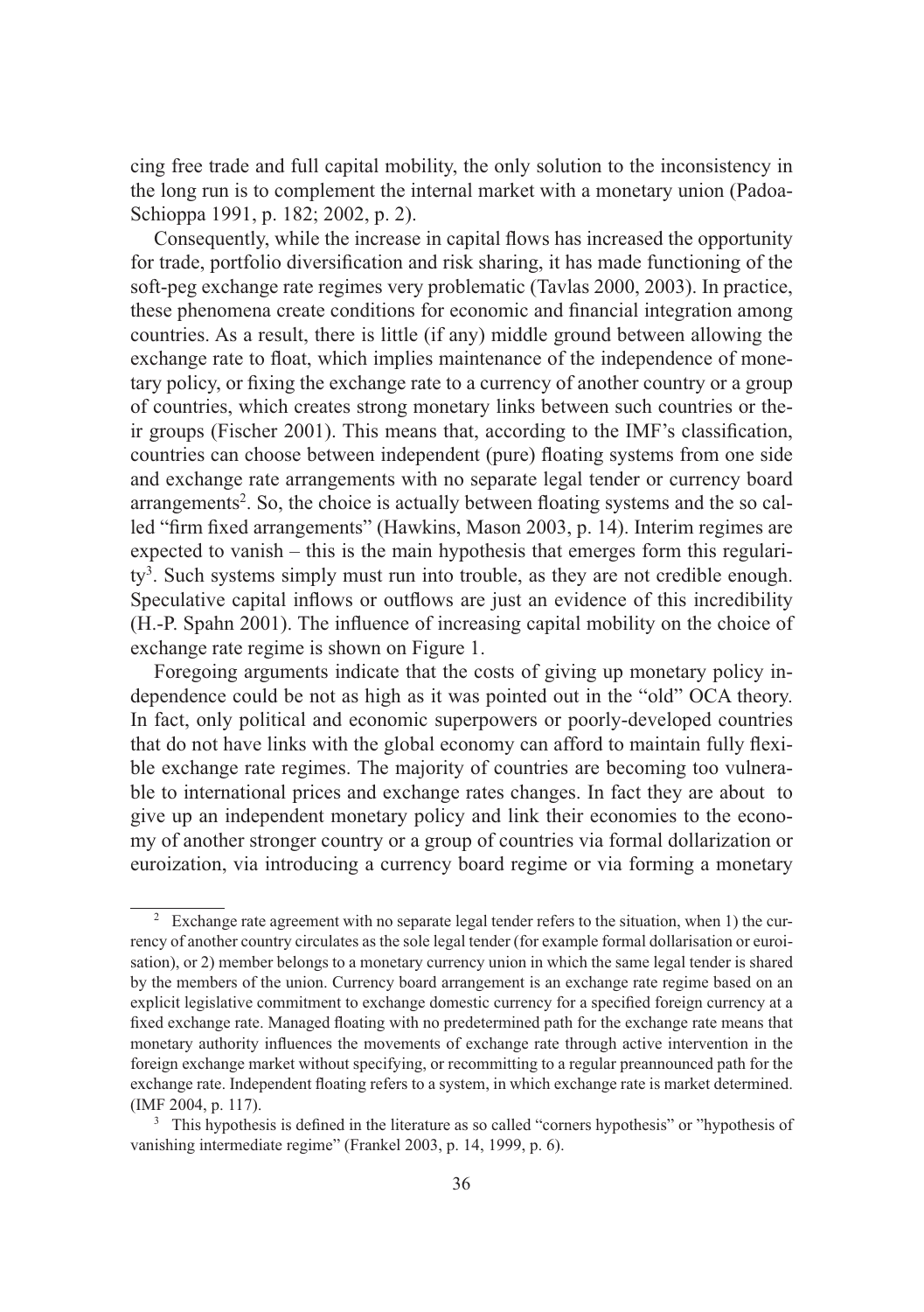cing free trade and full capital mobility, the only solution to the inconsistency in the long run is to complement the internal market with a monetary union (Padoa-Schioppa 1991, p. 182; 2002, p. 2).

Consequently, while the increase in capital flows has increased the opportunity for trade, portfolio diversification and risk sharing, it has made functioning of the soft-peg exchange rate regimes very problematic (Tavlas 2000, 2003). In practice, these phenomena create conditions for economic and financial integration among countries. As a result, there is little (if any) middle ground between allowing the exchange rate to float, which implies maintenance of the independence of monetary policy, or fixing the exchange rate to a currency of another country or a group of countries, which creates strong monetary links between such countries or their groups (Fischer 2001). This means that, according to the IMF's classification, countries can choose between independent (pure) floating systems from one side and exchange rate arrangements with no separate legal tender or currency board arrangements[2]. So, the choice is actually between floating systems and the so called "firm fixed arrangements" (Hawkins, Mason 2003, p. 14). Interim regimes are expected to vanish – this is the main hypothesis that emerges form this regularity[3]. Such systems simply must run into trouble, as they are not credible enough. Speculative capital inflows or outflows are just an evidence of this incredibility (H.-P. Spahn 2001). The influence of increasing capital mobility on the choice of exchange rate regime is shown on Figure 1.

Foregoing arguments indicate that the costs of giving up monetary policy independence could be not as high as it was pointed out in the "old" OCA theory. In fact, only political and economic superpowers or poorly-developed countries that do not have links with the global economy can afford to maintain fully flexible exchange rate regimes. The majority of countries are becoming too vulnerable to international prices and exchange rates changes. In fact they are about to give up an independent monetary policy and link their economies to the economy of another stronger country or a group of countries via formal dollarization or euroization, via introducing a currency board regime or via forming a monetary

---

[2] Exchange rate agreement with no separate legal tender refers to the situation, when 1) the currency of another country circulates as the sole legal tender (for example formal dollarisation or euroisation), or 2) member belongs to a monetary currency union in which the same legal tender is shared by the members of the union. Currency board arrangement is an exchange rate regime based on an explicit legislative commitment to exchange domestic currency for a specified foreign currency at a fixed exchange rate. Managed floating with no predetermined path for the exchange rate means that monetary authority influences the movements of exchange rate through active intervention in the foreign exchange market without specifying, or recommitting to a regular preannounced path for the exchange rate. Independent floating refers to a system, in which exchange rate is market determined. (IMF 2004, p. 117).

[3] This hypothesis is defined in the literature as so called "corners hypothesis" or "hypothesis of vanishing intermediate regime" (Frankel 2003, p. 14, 1999, p. 6).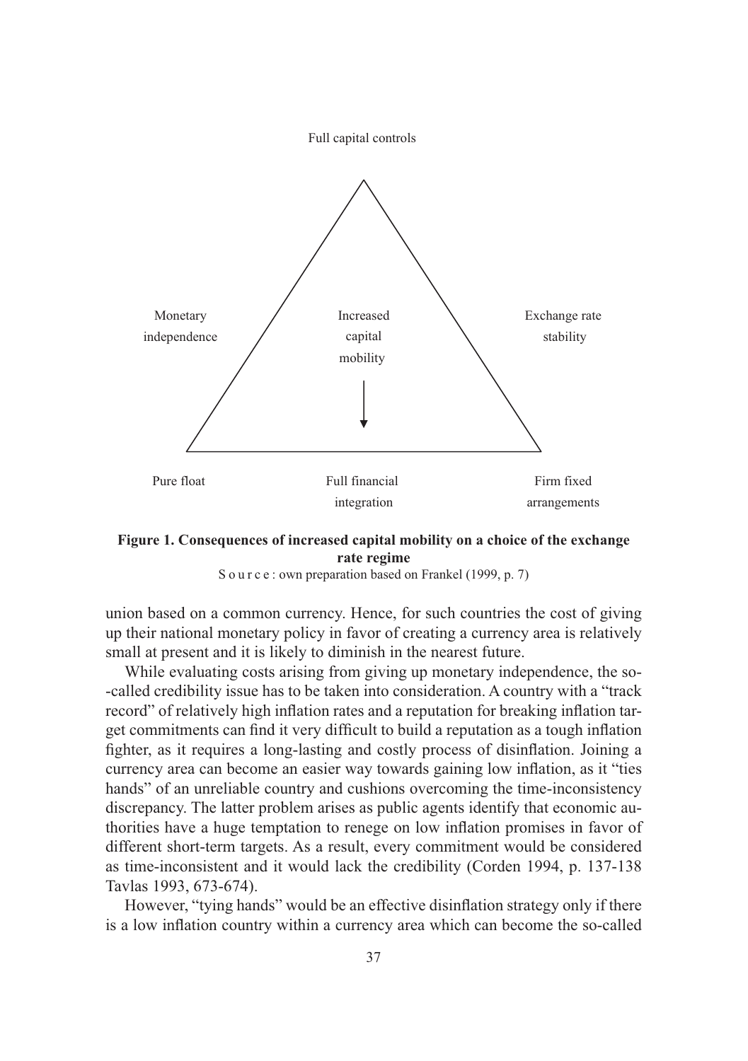Full capital controls

Monetary independence

Increased capital mobility

Exchange rate stability

Pure float

Full financial integration

Firm fixed arrangements

**Figure 1. Consequences of increased capital mobility on a choice of the exchange rate regime**

Source: own preparation based on Frankel (1999, p. 7)

union based on a common currency. Hence, for such countries the cost of giving up their national monetary policy in favor of creating a currency area is relatively small at present and it is likely to diminish in the nearest future.

While evaluating costs arising from giving up monetary independence, the so-called credibility issue has to be taken into consideration. A country with a "track record" of relatively high inflation rates and a reputation for breaking inflation target commitments can find it very difficult to build a reputation as a tough inflation fighter, as it requires a long-lasting and costly process of disinflation. Joining a currency area can become an easier way towards gaining low inflation, as it "ties hands" of an unreliable country and cushions overcoming the time-inconsistency discrepancy. The latter problem arises as public agents identify that economic authorities have a huge temptation to renege on low inflation promises in favor of different short-term targets. As a result, every commitment would be considered as time-inconsistent and it would lack the credibility (Corden 1994, p. 137-138 Tavlas 1993, 673-674).

However, "tying hands" would be an effective disinflation strategy only if there is a low inflation country within a currency area which can become the so-called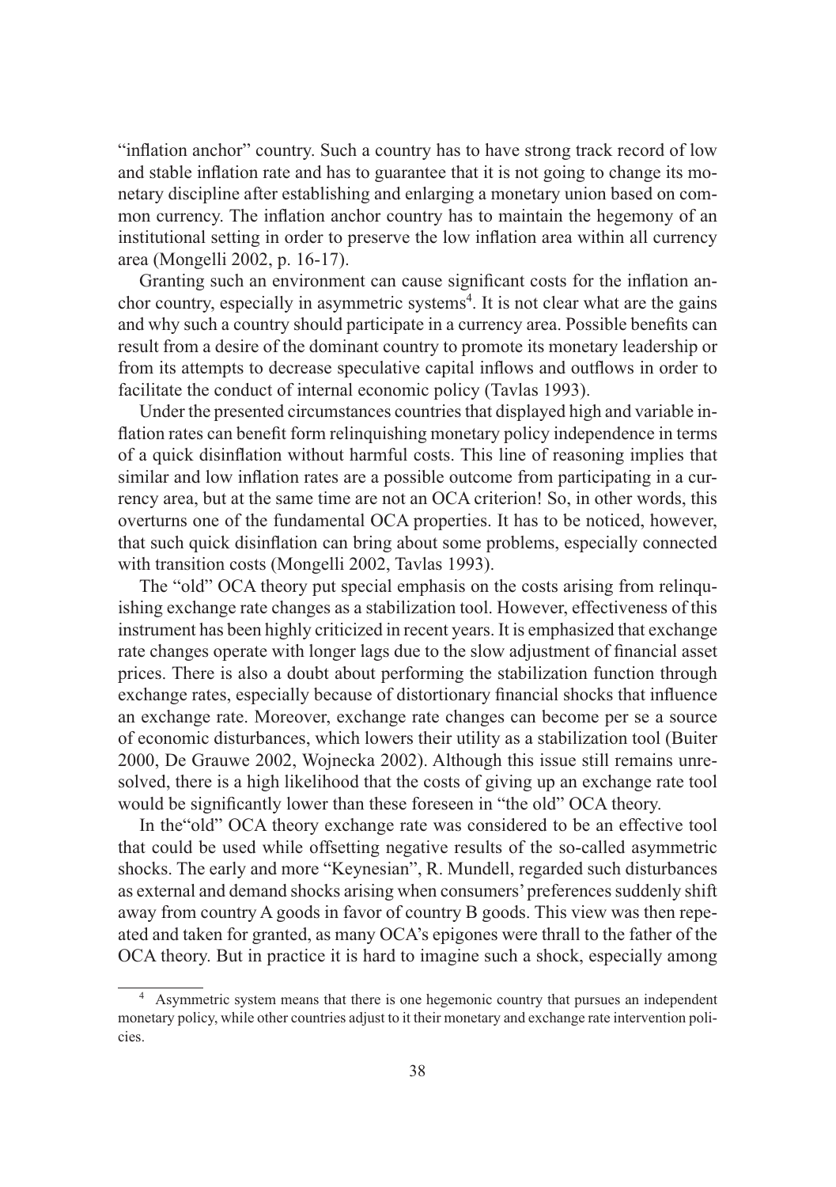"inflation anchor" country. Such a country has to have strong track record of low and stable inflation rate and has to guarantee that it is not going to change its monetary discipline after establishing and enlarging a monetary union based on common currency. The inflation anchor country has to maintain the hegemony of an institutional setting in order to preserve the low inflation area within all currency area (Mongelli 2002, p. 16-17).

Granting such an environment can cause significant costs for the inflation anchor country, especially in asymmetric systems[4]. It is not clear what are the gains and why such a country should participate in a currency area. Possible benefits can result from a desire of the dominant country to promote its monetary leadership or from its attempts to decrease speculative capital inflows and outflows in order to facilitate the conduct of internal economic policy (Tavlas 1993).

Under the presented circumstances countries that displayed high and variable inflation rates can benefit form relinquishing monetary policy independence in terms of a quick disinflation without harmful costs. This line of reasoning implies that similar and low inflation rates are a possible outcome from participating in a currency area, but at the same time are not an OCA criterion! So, in other words, this overturns one of the fundamental OCA properties. It has to be noticed, however, that such quick disinflation can bring about some problems, especially connected with transition costs (Mongelli 2002, Tavlas 1993).

The "old" OCA theory put special emphasis on the costs arising from relinquishing exchange rate changes as a stabilization tool. However, effectiveness of this instrument has been highly criticized in recent years. It is emphasized that exchange rate changes operate with longer lags due to the slow adjustment of financial asset prices. There is also a doubt about performing the stabilization function through exchange rates, especially because of distortionary financial shocks that influence an exchange rate. Moreover, exchange rate changes can become per se a source of economic disturbances, which lowers their utility as a stabilization tool (Buiter 2000, De Grauwe 2002, Wojnecka 2002). Although this issue still remains unresolved, there is a high likelihood that the costs of giving up an exchange rate tool would be significantly lower than these foreseen in "the old" OCA theory.

In the"old" OCA theory exchange rate was considered to be an effective tool that could be used while offsetting negative results of the so-called asymmetric shocks. The early and more "Keynesian", R. Mundell, regarded such disturbances as external and demand shocks arising when consumers' preferences suddenly shift away from country A goods in favor of country B goods. This view was then repeated and taken for granted, as many OCA's epigones were thrall to the father of the OCA theory. But in practice it is hard to imagine such a shock, especially among

[4] Asymmetric system means that there is one hegemonic country that pursues an independent monetary policy, while other countries adjust to it their monetary and exchange rate intervention policies.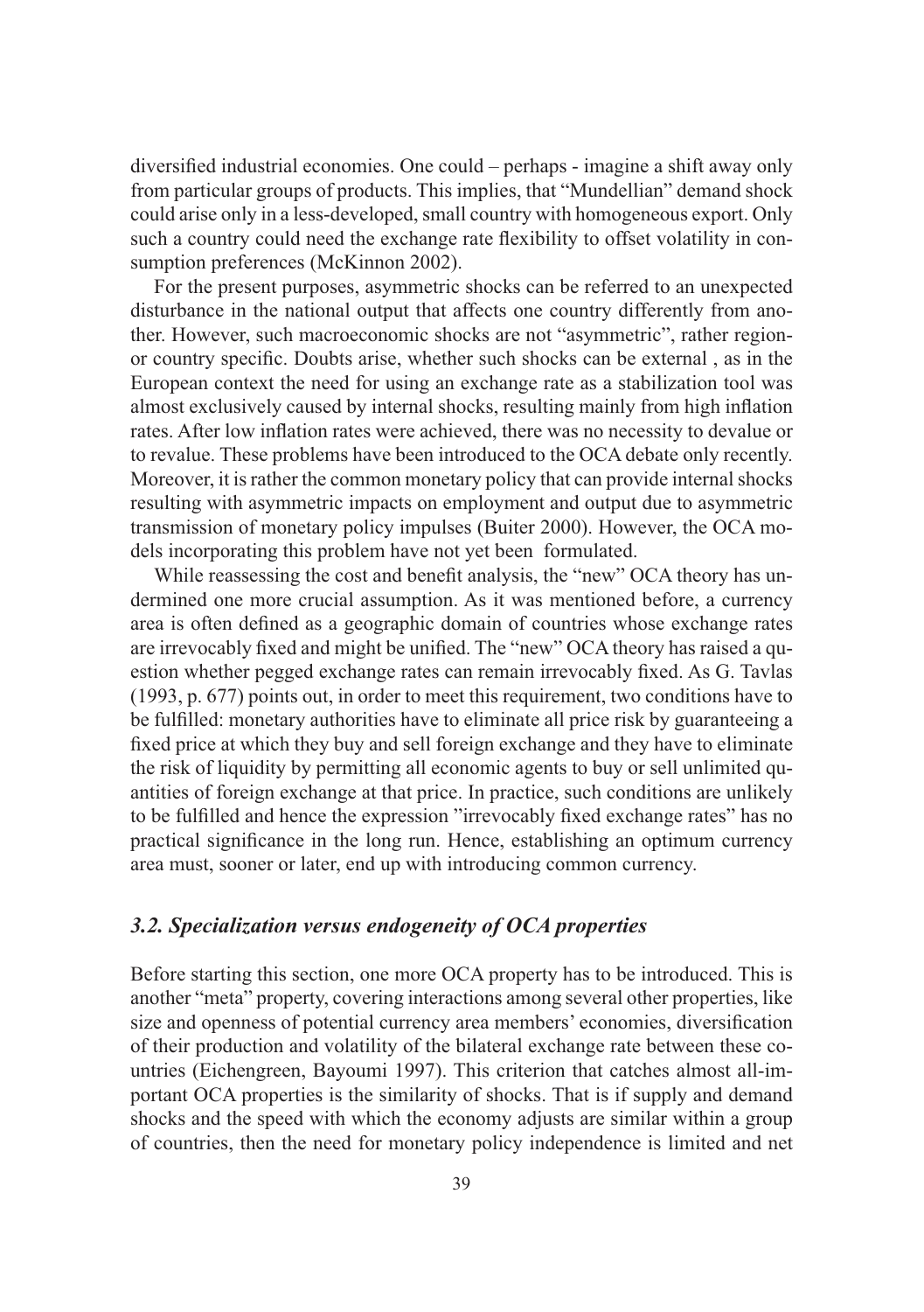diversified industrial economies. One could – perhaps - imagine a shift away only from particular groups of products. This implies, that "Mundellian" demand shock could arise only in a less-developed, small country with homogeneous export. Only such a country could need the exchange rate flexibility to offset volatility in consumption preferences (McKinnon 2002).

For the present purposes, asymmetric shocks can be referred to an unexpected disturbance in the national output that affects one country differently from another. However, such macroeconomic shocks are not "asymmetric", rather region- or country specific. Doubts arise, whether such shocks can be external , as in the European context the need for using an exchange rate as a stabilization tool was almost exclusively caused by internal shocks, resulting mainly from high inflation rates. After low inflation rates were achieved, there was no necessity to devalue or to revalue. These problems have been introduced to the OCA debate only recently. Moreover, it is rather the common monetary policy that can provide internal shocks resulting with asymmetric impacts on employment and output due to asymmetric transmission of monetary policy impulses (Buiter 2000). However, the OCA models incorporating this problem have not yet been formulated.

While reassessing the cost and benefit analysis, the "new" OCA theory has undermined one more crucial assumption. As it was mentioned before, a currency area is often defined as a geographic domain of countries whose exchange rates are irrevocably fixed and might be unified. The "new" OCA theory has raised a question whether pegged exchange rates can remain irrevocably fixed. As G. Tavlas (1993, p. 677) points out, in order to meet this requirement, two conditions have to be fulfilled: monetary authorities have to eliminate all price risk by guaranteeing a fixed price at which they buy and sell foreign exchange and they have to eliminate the risk of liquidity by permitting all economic agents to buy or sell unlimited quantities of foreign exchange at that price. In practice, such conditions are unlikely to be fulfilled and hence the expression "irrevocably fixed exchange rates" has no practical significance in the long run. Hence, establishing an optimum currency area must, sooner or later, end up with introducing common currency.

### *3.2. Specialization versus endogeneity of OCA properties*

Before starting this section, one more OCA property has to be introduced. This is another "meta" property, covering interactions among several other properties, like size and openness of potential currency area members' economies, diversification of their production and volatility of the bilateral exchange rate between these countries (Eichengreen, Bayoumi 1997). This criterion that catches almost all-important OCA properties is the similarity of shocks. That is if supply and demand shocks and the speed with which the economy adjusts are similar within a group of countries, then the need for monetary policy independence is limited and net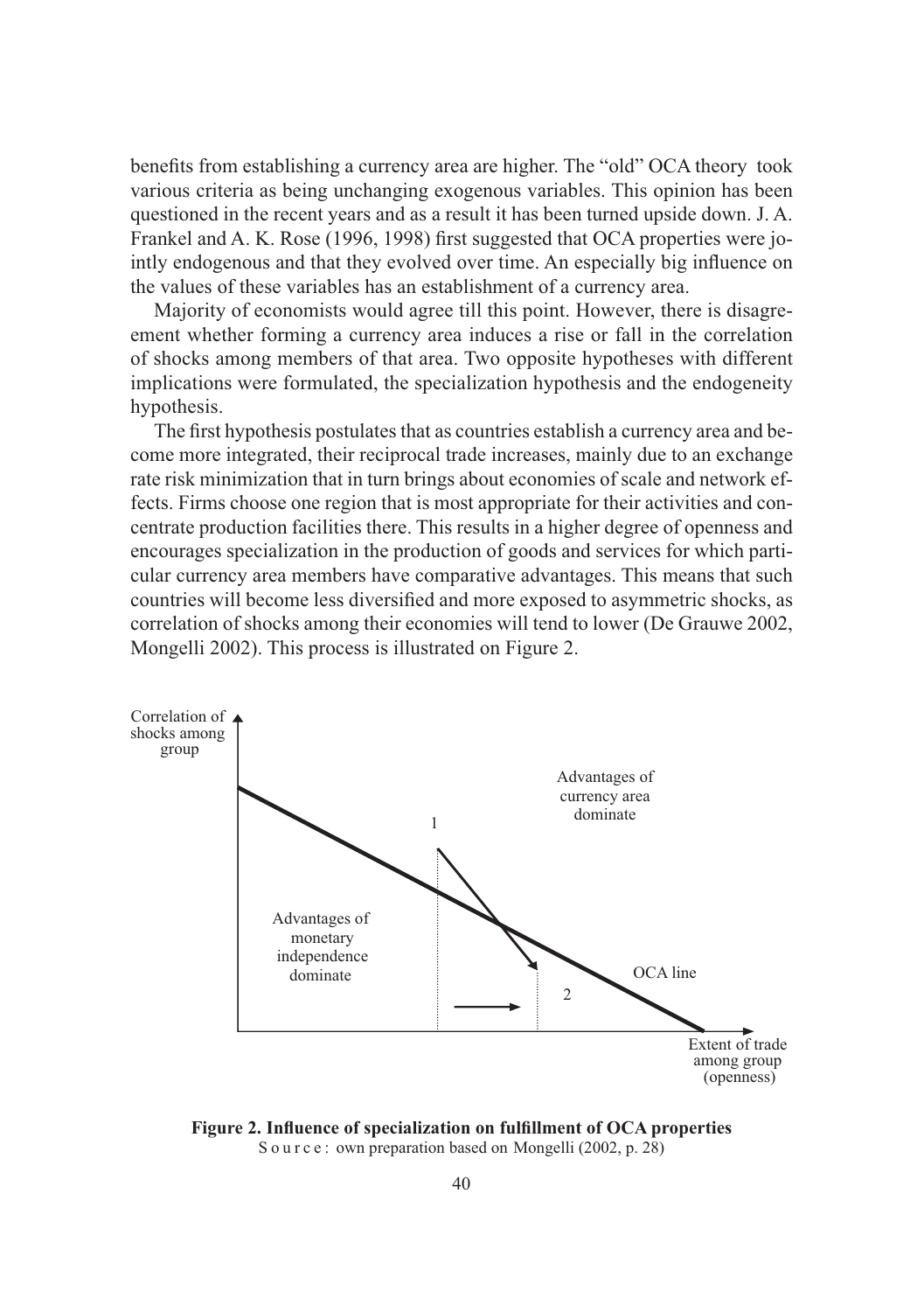benefits from establishing a currency area are higher. The "old" OCA theory took various criteria as being unchanging exogenous variables. This opinion has been questioned in the recent years and as a result it has been turned upside down. J. A. Frankel and A. K. Rose (1996, 1998) first suggested that OCA properties were jointly endogenous and that they evolved over time. An especially big influence on the values of these variables has an establishment of a currency area.

Majority of economists would agree till this point. However, there is disagreement whether forming a currency area induces a rise or fall in the correlation of shocks among members of that area. Two opposite hypotheses with different implications were formulated, the specialization hypothesis and the endogeneity hypothesis.

The first hypothesis postulates that as countries establish a currency area and become more integrated, their reciprocal trade increases, mainly due to an exchange rate risk minimization that in turn brings about economies of scale and network effects. Firms choose one region that is most appropriate for their activities and concentrate production facilities there. This results in a higher degree of openness and encourages specialization in the production of goods and services for which particular currency area members have comparative advantages. This means that such countries will become less diversified and more exposed to asymmetric shocks, as correlation of shocks among their economies will tend to lower (De Grauwe 2002, Mongelli 2002). This process is illustrated on Figure 2.

**Figure 2. Influence of specialization on fulfillment of OCA properties**
Source: own preparation based on Mongelli (2002, p. 28)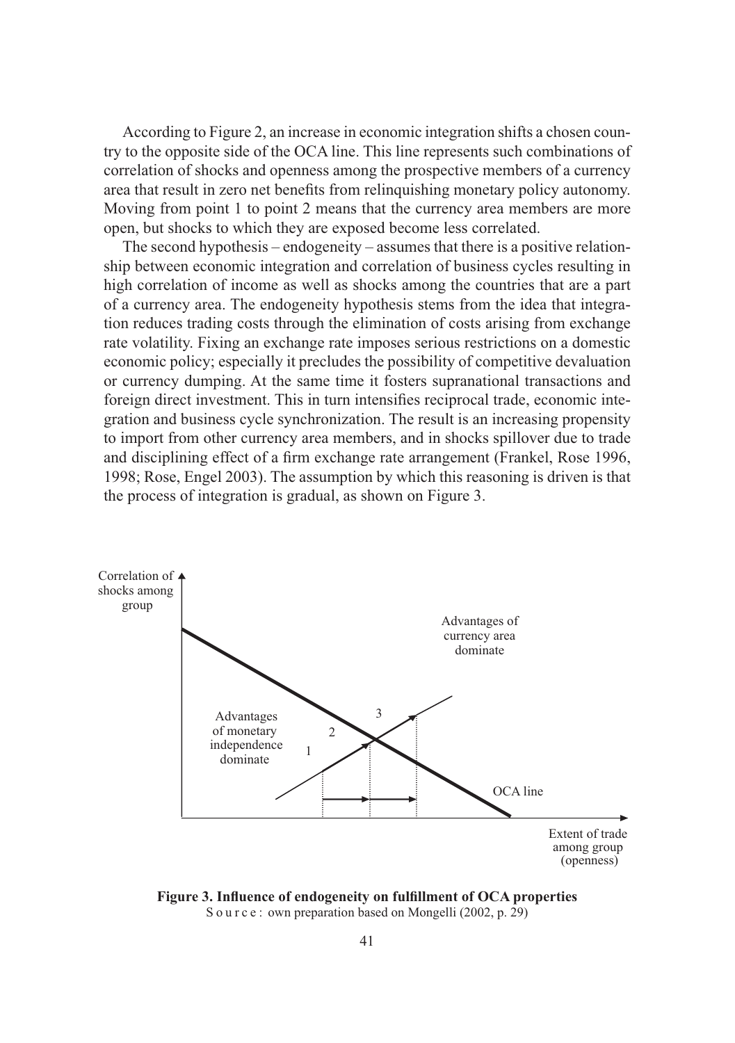According to Figure 2, an increase in economic integration shifts a chosen country to the opposite side of the OCA line. This line represents such combinations of correlation of shocks and openness among the prospective members of a currency area that result in zero net benefits from relinquishing monetary policy autonomy. Moving from point 1 to point 2 means that the currency area members are more open, but shocks to which they are exposed become less correlated.

The second hypothesis – endogeneity – assumes that there is a positive relationship between economic integration and correlation of business cycles resulting in high correlation of income as well as shocks among the countries that are a part of a currency area. The endogeneity hypothesis stems from the idea that integration reduces trading costs through the elimination of costs arising from exchange rate volatility. Fixing an exchange rate imposes serious restrictions on a domestic economic policy; especially it precludes the possibility of competitive devaluation or currency dumping. At the same time it fosters supranational transactions and foreign direct investment. This in turn intensifies reciprocal trade, economic integration and business cycle synchronization. The result is an increasing propensity to import from other currency area members, and in shocks spillover due to trade and disciplining effect of a firm exchange rate arrangement (Frankel, Rose 1996, 1998; Rose, Engel 2003). The assumption by which this reasoning is driven is that the process of integration is gradual, as shown on Figure 3.

**Figure 3. Influence of endogeneity on fulfillment of OCA properties**
Source: own preparation based on Mongelli (2002, p. 29)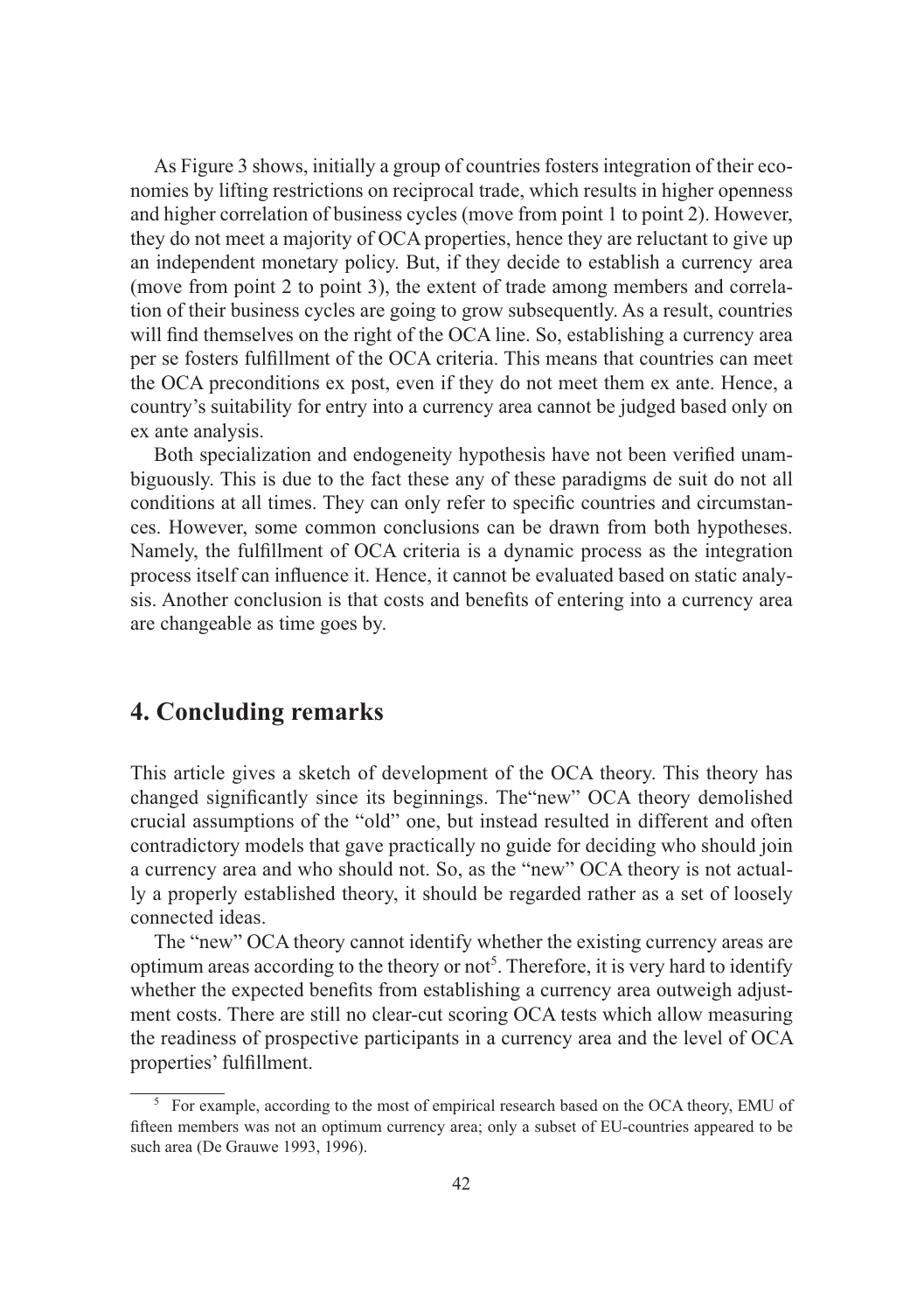As Figure 3 shows, initially a group of countries fosters integration of their economies by lifting restrictions on reciprocal trade, which results in higher openness and higher correlation of business cycles (move from point 1 to point 2). However, they do not meet a majority of OCA properties, hence they are reluctant to give up an independent monetary policy. But, if they decide to establish a currency area (move from point 2 to point 3), the extent of trade among members and correlation of their business cycles are going to grow subsequently. As a result, countries will find themselves on the right of the OCA line. So, establishing a currency area per se fosters fulfillment of the OCA criteria. This means that countries can meet the OCA preconditions ex post, even if they do not meet them ex ante. Hence, a country's suitability for entry into a currency area cannot be judged based only on ex ante analysis.

Both specialization and endogeneity hypothesis have not been verified unambiguously. This is due to the fact these any of these paradigms de suit do not all conditions at all times. They can only refer to specific countries and circumstances. However, some common conclusions can be drawn from both hypotheses. Namely, the fulfillment of OCA criteria is a dynamic process as the integration process itself can influence it. Hence, it cannot be evaluated based on static analysis. Another conclusion is that costs and benefits of entering into a currency area are changeable as time goes by.

## 4. Concluding remarks

This article gives a sketch of development of the OCA theory. This theory has changed significantly since its beginnings. The"new" OCA theory demolished crucial assumptions of the "old" one, but instead resulted in different and often contradictory models that gave practically no guide for deciding who should join a currency area and who should not. So, as the "new" OCA theory is not actually a properly established theory, it should be regarded rather as a set of loosely connected ideas.

The "new" OCA theory cannot identify whether the existing currency areas are optimum areas according to the theory or not[5]. Therefore, it is very hard to identify whether the expected benefits from establishing a currency area outweigh adjustment costs. There are still no clear-cut scoring OCA tests which allow measuring the readiness of prospective participants in a currency area and the level of OCA properties' fulfillment.

[5] For example, according to the most of empirical research based on the OCA theory, EMU of fifteen members was not an optimum currency area; only a subset of EU-countries appeared to be such area (De Grauwe 1993, 1996).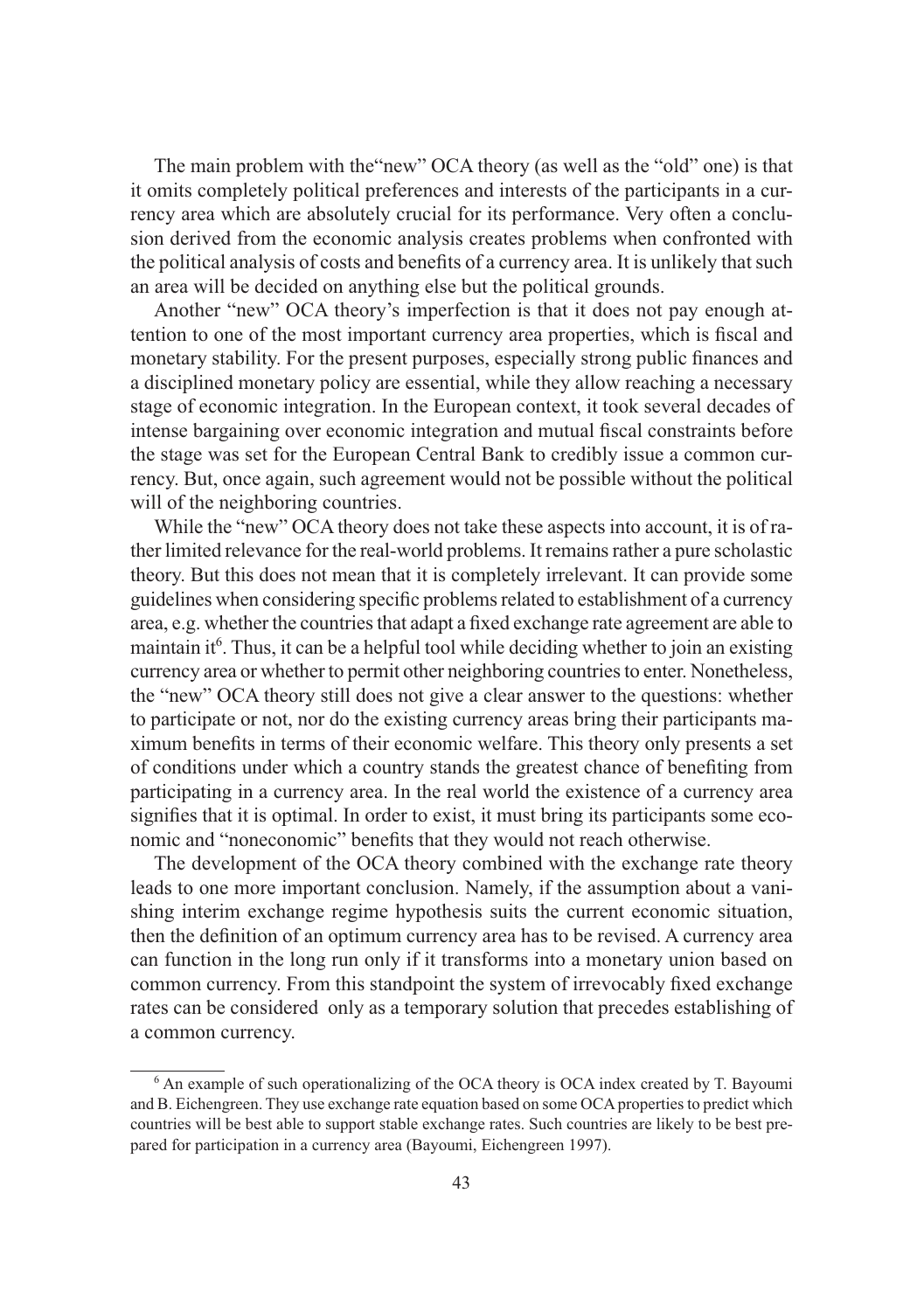The main problem with the"new" OCA theory (as well as the "old" one) is that it omits completely political preferences and interests of the participants in a currency area which are absolutely crucial for its performance. Very often a conclusion derived from the economic analysis creates problems when confronted with the political analysis of costs and benefits of a currency area. It is unlikely that such an area will be decided on anything else but the political grounds.

Another "new" OCA theory's imperfection is that it does not pay enough attention to one of the most important currency area properties, which is fiscal and monetary stability. For the present purposes, especially strong public finances and a disciplined monetary policy are essential, while they allow reaching a necessary stage of economic integration. In the European context, it took several decades of intense bargaining over economic integration and mutual fiscal constraints before the stage was set for the European Central Bank to credibly issue a common currency. But, once again, such agreement would not be possible without the political will of the neighboring countries.

While the "new" OCA theory does not take these aspects into account, it is of rather limited relevance for the real-world problems. It remains rather a pure scholastic theory. But this does not mean that it is completely irrelevant. It can provide some guidelines when considering specific problems related to establishment of a currency area, e.g. whether the countries that adapt a fixed exchange rate agreement are able to maintain it[6]. Thus, it can be a helpful tool while deciding whether to join an existing currency area or whether to permit other neighboring countries to enter. Nonetheless, the "new" OCA theory still does not give a clear answer to the questions: whether to participate or not, nor do the existing currency areas bring their participants maximum benefits in terms of their economic welfare. This theory only presents a set of conditions under which a country stands the greatest chance of benefiting from participating in a currency area. In the real world the existence of a currency area signifies that it is optimal. In order to exist, it must bring its participants some economic and "noneconomic" benefits that they would not reach otherwise.

The development of the OCA theory combined with the exchange rate theory leads to one more important conclusion. Namely, if the assumption about a vanishing interim exchange regime hypothesis suits the current economic situation, then the definition of an optimum currency area has to be revised. A currency area can function in the long run only if it transforms into a monetary union based on common currency. From this standpoint the system of irrevocably fixed exchange rates can be considered only as a temporary solution that precedes establishing of a common currency.

---

[6] An example of such operationalizing of the OCA theory is OCA index created by T. Bayoumi and B. Eichengreen. They use exchange rate equation based on some OCA properties to predict which countries will be best able to support stable exchange rates. Such countries are likely to be best prepared for participation in a currency area (Bayoumi, Eichengreen 1997).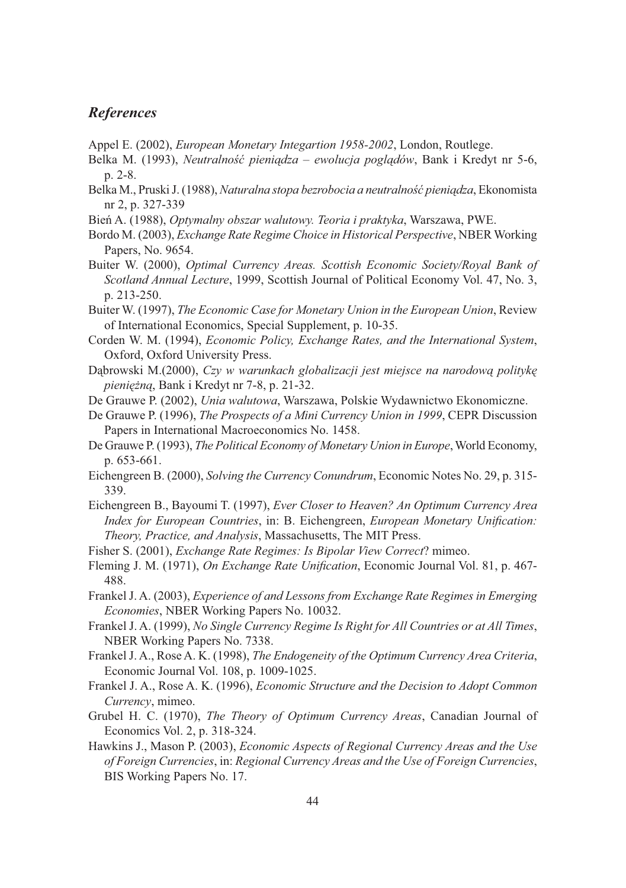## *References*

Appel E. (2002), *European Monetary Integartion 1958-2002*, London, Routlege.

Belka M. (1993), *Neutralność pieniądza – ewolucja poglądów*, Bank i Kredyt nr 5-6, p. 2-8.

Belka M., Pruski J. (1988), *Naturalna stopa bezrobocia a neutralność pieniądza*, Ekonomista nr 2, p. 327-339

Bień A. (1988), *Optymalny obszar walutowy. Teoria i praktyka*, Warszawa, PWE.

Bordo M. (2003), *Exchange Rate Regime Choice in Historical Perspective*, NBER Working Papers, No. 9654.

Buiter W. (2000), *Optimal Currency Areas. Scottish Economic Society/Royal Bank of Scotland Annual Lecture*, 1999, Scottish Journal of Political Economy Vol. 47, No. 3, p. 213-250.

Buiter W. (1997), *The Economic Case for Monetary Union in the European Union*, Review of International Economics, Special Supplement, p. 10-35.

Corden W. M. (1994), *Economic Policy, Exchange Rates, and the International System*, Oxford, Oxford University Press.

Dąbrowski M.(2000), *Czy w warunkach globalizacji jest miejsce na narodową politykę pieniężną*, Bank i Kredyt nr 7-8, p. 21-32.

De Grauwe P. (2002), *Unia walutowa*, Warszawa, Polskie Wydawnictwo Ekonomiczne.

De Grauwe P. (1996), *The Prospects of a Mini Currency Union in 1999*, CEPR Discussion Papers in International Macroeconomics No. 1458.

De Grauwe P. (1993), *The Political Economy of Monetary Union in Europe*, World Economy, p. 653-661.

Eichengreen B. (2000), *Solving the Currency Conundrum*, Economic Notes No. 29, p. 315-339.

Eichengreen B., Bayoumi T. (1997), *Ever Closer to Heaven? An Optimum Currency Area Index for European Countries*, in: B. Eichengreen, *European Monetary Unification: Theory, Practice, and Analysis*, Massachusetts, The MIT Press.

Fisher S. (2001), *Exchange Rate Regimes: Is Bipolar View Correct*? mimeo.

Fleming J. M. (1971), *On Exchange Rate Unification*, Economic Journal Vol. 81, p. 467-488.

Frankel J. A. (2003), *Experience of and Lessons from Exchange Rate Regimes in Emerging Economies*, NBER Working Papers No. 10032.

Frankel J. A. (1999), *No Single Currency Regime Is Right for All Countries or at All Times*, NBER Working Papers No. 7338.

Frankel J. A., Rose A. K. (1998), *The Endogeneity of the Optimum Currency Area Criteria*, Economic Journal Vol. 108, p. 1009-1025.

Frankel J. A., Rose A. K. (1996), *Economic Structure and the Decision to Adopt Common Currency*, mimeo.

Grubel H. C. (1970), *The Theory of Optimum Currency Areas*, Canadian Journal of Economics Vol. 2, p. 318-324.

Hawkins J., Mason P. (2003), *Economic Aspects of Regional Currency Areas and the Use of Foreign Currencies*, in: *Regional Currency Areas and the Use of Foreign Currencies*, BIS Working Papers No. 17.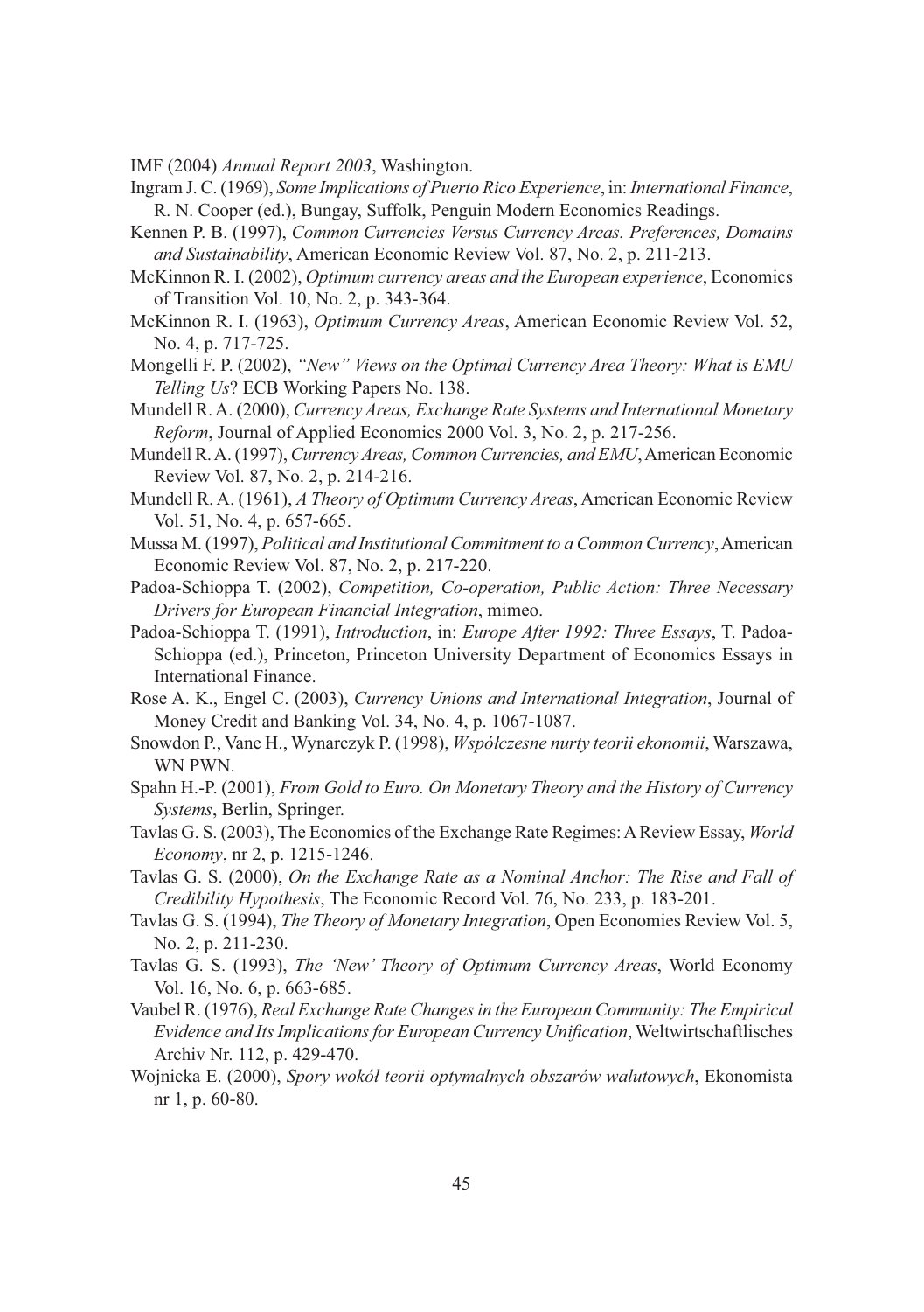IMF (2004) *Annual Report 2003*, Washington.

Ingram J. C. (1969), *Some Implications of Puerto Rico Experience*, in: *International Finance*, R. N. Cooper (ed.), Bungay, Suffolk, Penguin Modern Economics Readings.

Kennen P. B. (1997), *Common Currencies Versus Currency Areas. Preferences, Domains and Sustainability*, American Economic Review Vol. 87, No. 2, p. 211-213.

McKinnon R. I. (2002), *Optimum currency areas and the European experience*, Economics of Transition Vol. 10, No. 2, p. 343-364.

McKinnon R. I. (1963), *Optimum Currency Areas*, American Economic Review Vol. 52, No. 4, p. 717-725.

Mongelli F. P. (2002), *"New" Views on the Optimal Currency Area Theory: What is EMU Telling Us*? ECB Working Papers No. 138.

Mundell R. A. (2000), *Currency Areas, Exchange Rate Systems and International Monetary Reform*, Journal of Applied Economics 2000 Vol. 3, No. 2, p. 217-256.

Mundell R. A. (1997), *Currency Areas, Common Currencies, and EMU*, American Economic Review Vol. 87, No. 2, p. 214-216.

Mundell R. A. (1961), *A Theory of Optimum Currency Areas*, American Economic Review Vol. 51, No. 4, p. 657-665.

Mussa M. (1997), *Political and Institutional Commitment to a Common Currency*, American Economic Review Vol. 87, No. 2, p. 217-220.

Padoa-Schioppa T. (2002), *Competition, Co-operation, Public Action: Three Necessary Drivers for European Financial Integration*, mimeo.

Padoa-Schioppa T. (1991), *Introduction*, in: *Europe After 1992: Three Essays*, T. Padoa-Schioppa (ed.), Princeton, Princeton University Department of Economics Essays in International Finance.

Rose A. K., Engel C. (2003), *Currency Unions and International Integration*, Journal of Money Credit and Banking Vol. 34, No. 4, p. 1067-1087.

Snowdon P., Vane H., Wynarczyk P. (1998), *Współczesne nurty teorii ekonomii*, Warszawa, WN PWN.

Spahn H.-P. (2001), *From Gold to Euro. On Monetary Theory and the History of Currency Systems*, Berlin, Springer.

Tavlas G. S. (2003), The Economics of the Exchange Rate Regimes: A Review Essay, *World Economy*, nr 2, p. 1215-1246.

Tavlas G. S. (2000), *On the Exchange Rate as a Nominal Anchor: The Rise and Fall of Credibility Hypothesis*, The Economic Record Vol. 76, No. 233, p. 183-201.

Tavlas G. S. (1994), *The Theory of Monetary Integration*, Open Economies Review Vol. 5, No. 2, p. 211-230.

Tavlas G. S. (1993), *The 'New' Theory of Optimum Currency Areas*, World Economy Vol. 16, No. 6, p. 663-685.

Vaubel R. (1976), *Real Exchange Rate Changes in the European Community: The Empirical Evidence and Its Implications for European Currency Unification*, Weltwirtschaftlisches Archiv Nr. 112, p. 429-470.

Wojnicka E. (2000), *Spory wokół teorii optymalnych obszarów walutowych*, Ekonomista nr 1, p. 60-80.